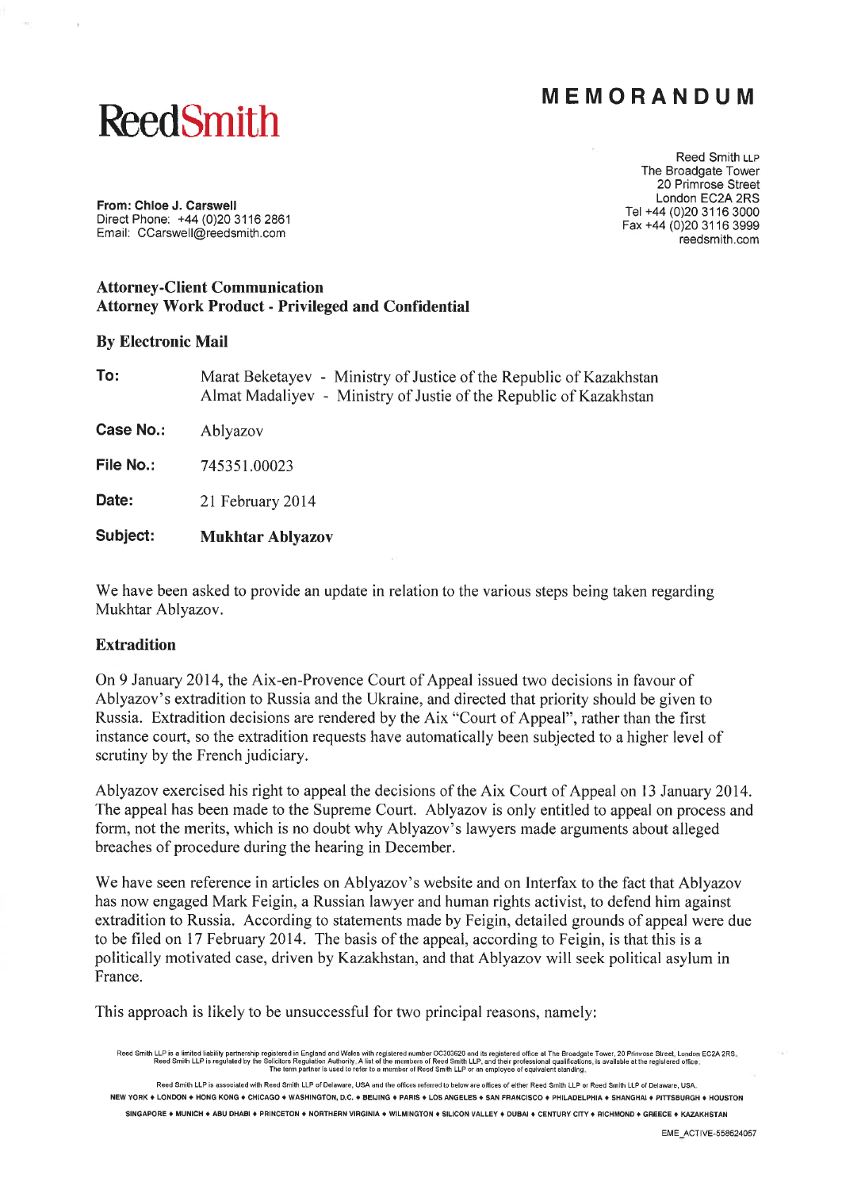# MEMORANDUM

**ReedSmith**

Reed Smith LLP
The Broadgate Tower
20 Primrose Street
London EC2A 2RS
Tel +44 (0)20 3116 3000
Fax +44 (0)20 3116 3999
reedsmith.com

**From: Chloe J. Carswell**
Direct Phone: +44 (0)20 3116 2861
Email: CCarswell@reedsmith.com

**Attorney-Client Communication**
**Attorney Work Product - Privileged and Confidential**

**By Electronic Mail**

| | |
|---|---|
| **To:** | Marat Beketayev - Ministry of Justice of the Republic of Kazakhstan<br>Almat Madaliyev - Ministry of Justie of the Republic of Kazakhstan |
| **Case No.:** | Ablyazov |
| **File No.:** | 745351.00023 |
| **Date:** | 21 February 2014 |
| **Subject:** | **Mukhtar Ablyazov** |

We have been asked to provide an update in relation to the various steps being taken regarding Mukhtar Ablyazov.

## Extradition

On 9 January 2014, the Aix-en-Provence Court of Appeal issued two decisions in favour of Ablyazov's extradition to Russia and the Ukraine, and directed that priority should be given to Russia. Extradition decisions are rendered by the Aix "Court of Appeal", rather than the first instance court, so the extradition requests have automatically been subjected to a higher level of scrutiny by the French judiciary.

Ablyazov exercised his right to appeal the decisions of the Aix Court of Appeal on 13 January 2014. The appeal has been made to the Supreme Court. Ablyazov is only entitled to appeal on process and form, not the merits, which is no doubt why Ablyazov's lawyers made arguments about alleged breaches of procedure during the hearing in December.

We have seen reference in articles on Ablyazov's website and on Interfax to the fact that Ablyazov has now engaged Mark Feigin, a Russian lawyer and human rights activist, to defend him against extradition to Russia. According to statements made by Feigin, detailed grounds of appeal were due to be filed on 17 February 2014. The basis of the appeal, according to Feigin, is that this is a politically motivated case, driven by Kazakhstan, and that Ablyazov will seek political asylum in France.

This approach is likely to be unsuccessful for two principal reasons, namely: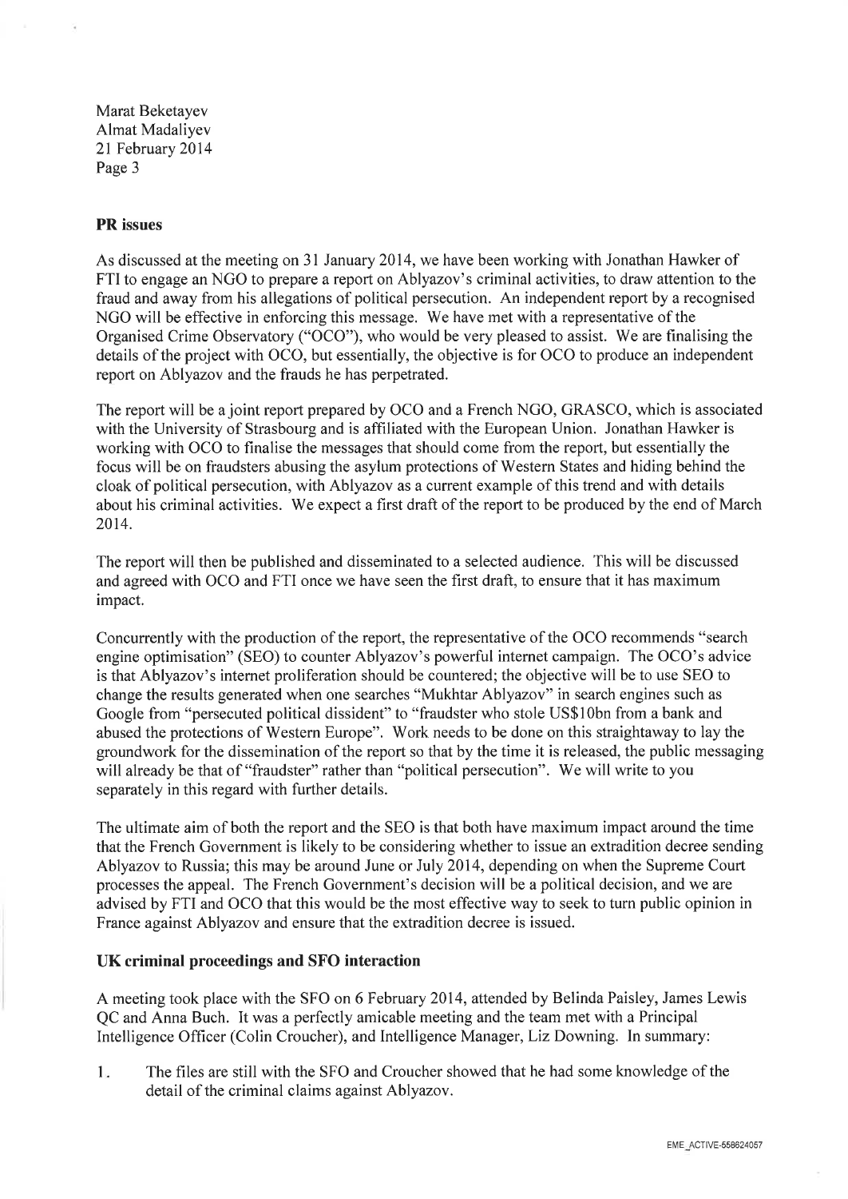Marat Beketayev
Almat Madaliyev
21 February 2014
Page 3

## PR issues

As discussed at the meeting on 31 January 2014, we have been working with Jonathan Hawker of FTI to engage an NGO to prepare a report on Ablyazov's criminal activities, to draw attention to the fraud and away from his allegations of political persecution. An independent report by a recognised NGO will be effective in enforcing this message. We have met with a representative of the Organised Crime Observatory ("OCO"), who would be very pleased to assist. We are finalising the details of the project with OCO, but essentially, the objective is for OCO to produce an independent report on Ablyazov and the frauds he has perpetrated.

The report will be a joint report prepared by OCO and a French NGO, GRASCO, which is associated with the University of Strasbourg and is affiliated with the European Union. Jonathan Hawker is working with OCO to finalise the messages that should come from the report, but essentially the focus will be on fraudsters abusing the asylum protections of Western States and hiding behind the cloak of political persecution, with Ablyazov as a current example of this trend and with details about his criminal activities. We expect a first draft of the report to be produced by the end of March 2014.

The report will then be published and disseminated to a selected audience. This will be discussed and agreed with OCO and FTI once we have seen the first draft, to ensure that it has maximum impact.

Concurrently with the production of the report, the representative of the OCO recommends "search engine optimisation" (SEO) to counter Ablyazov's powerful internet campaign. The OCO's advice is that Ablyazov's internet proliferation should be countered; the objective will be to use SEO to change the results generated when one searches "Mukhtar Ablyazov" in search engines such as Google from "persecuted political dissident" to "fraudster who stole US$10bn from a bank and abused the protections of Western Europe". Work needs to be done on this straightaway to lay the groundwork for the dissemination of the report so that by the time it is released, the public messaging will already be that of "fraudster" rather than "political persecution". We will write to you separately in this regard with further details.

The ultimate aim of both the report and the SEO is that both have maximum impact around the time that the French Government is likely to be considering whether to issue an extradition decree sending Ablyazov to Russia; this may be around June or July 2014, depending on when the Supreme Court processes the appeal. The French Government's decision will be a political decision, and we are advised by FTI and OCO that this would be the most effective way to seek to turn public opinion in France against Ablyazov and ensure that the extradition decree is issued.

## UK criminal proceedings and SFO interaction

A meeting took place with the SFO on 6 February 2014, attended by Belinda Paisley, James Lewis QC and Anna Buch. It was a perfectly amicable meeting and the team met with a Principal Intelligence Officer (Colin Croucher), and Intelligence Manager, Liz Downing. In summary:

1. The files are still with the SFO and Croucher showed that he had some knowledge of the detail of the criminal claims against Ablyazov.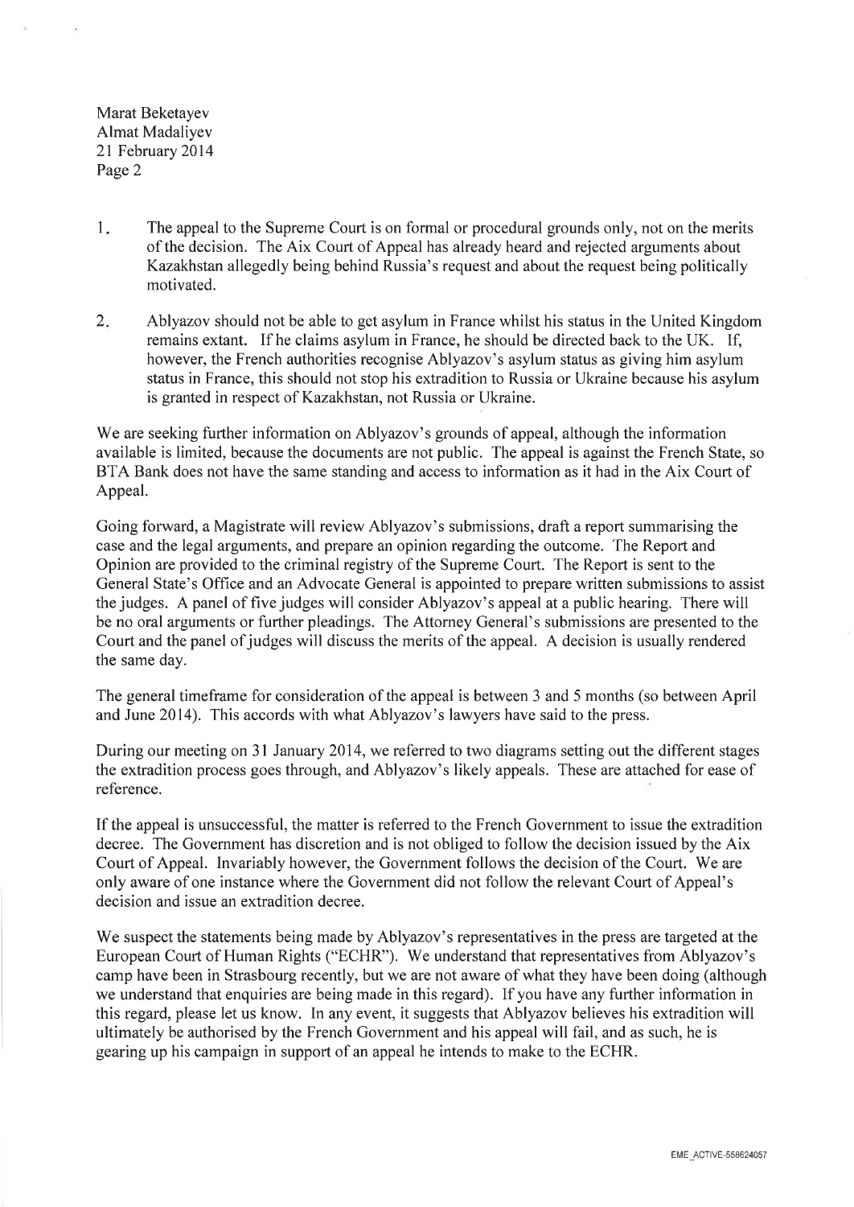1. The appeal to the Supreme Court is on formal or procedural grounds only, not on the merits of the decision. The Aix Court of Appeal has already heard and rejected arguments about Kazakhstan allegedly being behind Russia's request and about the request being politically motivated.

2. Ablyazov should not be able to get asylum in France whilst his status in the United Kingdom remains extant. If he claims asylum in France, he should be directed back to the UK. If, however, the French authorities recognise Ablyazov's asylum status as giving him asylum status in France, this should not stop his extradition to Russia or Ukraine because his asylum is granted in respect of Kazakhstan, not Russia or Ukraine.

We are seeking further information on Ablyazov's grounds of appeal, although the information available is limited, because the documents are not public. The appeal is against the French State, so BTA Bank does not have the same standing and access to information as it had in the Aix Court of Appeal.

Going forward, a Magistrate will review Ablyazov's submissions, draft a report summarising the case and the legal arguments, and prepare an opinion regarding the outcome. The Report and Opinion are provided to the criminal registry of the Supreme Court. The Report is sent to the General State's Office and an Advocate General is appointed to prepare written submissions to assist the judges. A panel of five judges will consider Ablyazov's appeal at a public hearing. There will be no oral arguments or further pleadings. The Attorney General's submissions are presented to the Court and the panel of judges will discuss the merits of the appeal. A decision is usually rendered the same day.

The general timeframe for consideration of the appeal is between 3 and 5 months (so between April and June 2014). This accords with what Ablyazov's lawyers have said to the press.

During our meeting on 31 January 2014, we referred to two diagrams setting out the different stages the extradition process goes through, and Ablyazov's likely appeals. These are attached for ease of reference.

If the appeal is unsuccessful, the matter is referred to the French Government to issue the extradition decree. The Government has discretion and is not obliged to follow the decision issued by the Aix Court of Appeal. Invariably however, the Government follows the decision of the Court. We are only aware of one instance where the Government did not follow the relevant Court of Appeal's decision and issue an extradition decree.

We suspect the statements being made by Ablyazov's representatives in the press are targeted at the European Court of Human Rights ("ECHR"). We understand that representatives from Ablyazov's camp have been in Strasbourg recently, but we are not aware of what they have been doing (although we understand that enquiries are being made in this regard). If you have any further information in this regard, please let us know. In any event, it suggests that Ablyazov believes his extradition will ultimately be authorised by the French Government and his appeal will fail, and as such, he is gearing up his campaign in support of an appeal he intends to make to the ECHR.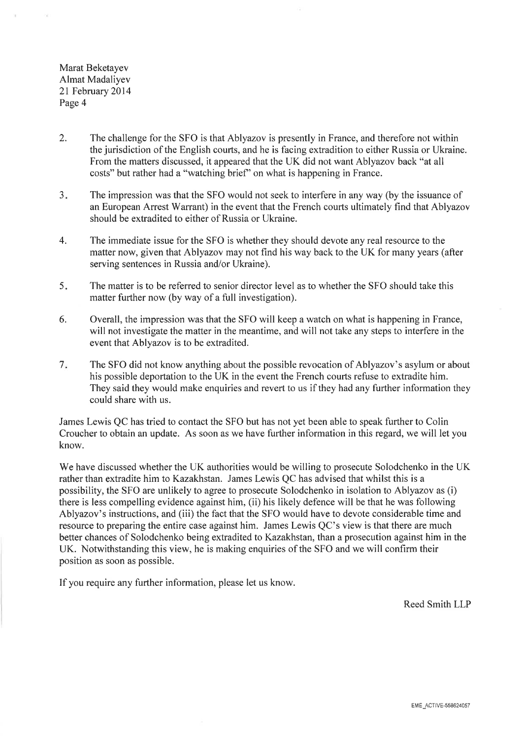2. The challenge for the SFO is that Ablyazov is presently in France, and therefore not within the jurisdiction of the English courts, and he is facing extradition to either Russia or Ukraine. From the matters discussed, it appeared that the UK did not want Ablyazov back "at all costs" but rather had a "watching brief" on what is happening in France.

3. The impression was that the SFO would not seek to interfere in any way (by the issuance of an European Arrest Warrant) in the event that the French courts ultimately find that Ablyazov should be extradited to either of Russia or Ukraine.

4. The immediate issue for the SFO is whether they should devote any real resource to the matter now, given that Ablyazov may not find his way back to the UK for many years (after serving sentences in Russia and/or Ukraine).

5. The matter is to be referred to senior director level as to whether the SFO should take this matter further now (by way of a full investigation).

6. Overall, the impression was that the SFO will keep a watch on what is happening in France, will not investigate the matter in the meantime, and will not take any steps to interfere in the event that Ablyazov is to be extradited.

7. The SFO did not know anything about the possible revocation of Ablyazov's asylum or about his possible deportation to the UK in the event the French courts refuse to extradite him. They said they would make enquiries and revert to us if they had any further information they could share with us.

James Lewis QC has tried to contact the SFO but has not yet been able to speak further to Colin Croucher to obtain an update. As soon as we have further information in this regard, we will let you know.

We have discussed whether the UK authorities would be willing to prosecute Solodchenko in the UK rather than extradite him to Kazakhstan. James Lewis QC has advised that whilst this is a possibility, the SFO are unlikely to agree to prosecute Solodchenko in isolation to Ablyazov as (i) there is less compelling evidence against him, (ii) his likely defence will be that he was following Ablyazov's instructions, and (iii) the fact that the SFO would have to devote considerable time and resource to preparing the entire case against him. James Lewis QC's view is that there are much better chances of Solodchenko being extradited to Kazakhstan, than a prosecution against him in the UK. Notwithstanding this view, he is making enquiries of the SFO and we will confirm their position as soon as possible.

If you require any further information, please let us know.

Reed Smith LLP

EME_ACTIVE-558624057